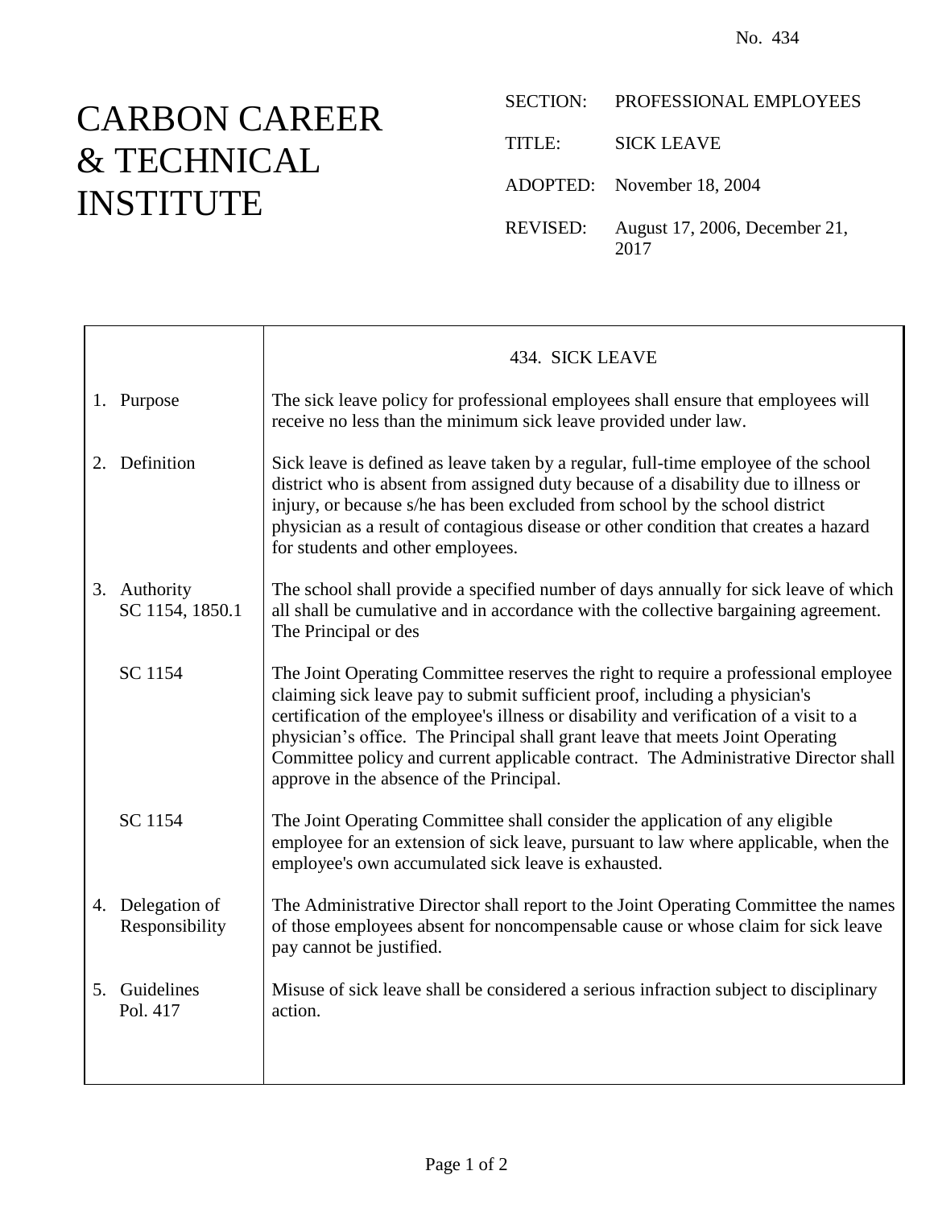No. 434

# CARBON CAREER & TECHNICAL INSTITUTE

SECTION: PROFESSIONAL EMPLOYEES

TITLE: SICK LEAVE

ADOPTED: November 18, 2004

REVISED: August 17, 2006, December 21, 2017

## 434. SICK LEAVE

| | |
|---|---|
| 1. Purpose | The sick leave policy for professional employees shall ensure that employees will receive no less than the minimum sick leave provided under law. |
| 2. Definition | Sick leave is defined as leave taken by a regular, full-time employee of the school district who is absent from assigned duty because of a disability due to illness or injury, or because s/he has been excluded from school by the school district physician as a result of contagious disease or other condition that creates a hazard for students and other employees. |
| 3. Authority SC 1154, 1850.1 | The school shall provide a specified number of days annually for sick leave of which all shall be cumulative and in accordance with the collective bargaining agreement. The Principal or des |
| SC 1154 | The Joint Operating Committee reserves the right to require a professional employee claiming sick leave pay to submit sufficient proof, including a physician's certification of the employee's illness or disability and verification of a visit to a physician's office. The Principal shall grant leave that meets Joint Operating Committee policy and current applicable contract. The Administrative Director shall approve in the absence of the Principal. |
| SC 1154 | The Joint Operating Committee shall consider the application of any eligible employee for an extension of sick leave, pursuant to law where applicable, when the employee's own accumulated sick leave is exhausted. |
| 4. Delegation of Responsibility | The Administrative Director shall report to the Joint Operating Committee the names of those employees absent for noncompensable cause or whose claim for sick leave pay cannot be justified. |
| 5. Guidelines Pol. 417 | Misuse of sick leave shall be considered a serious infraction subject to disciplinary action. |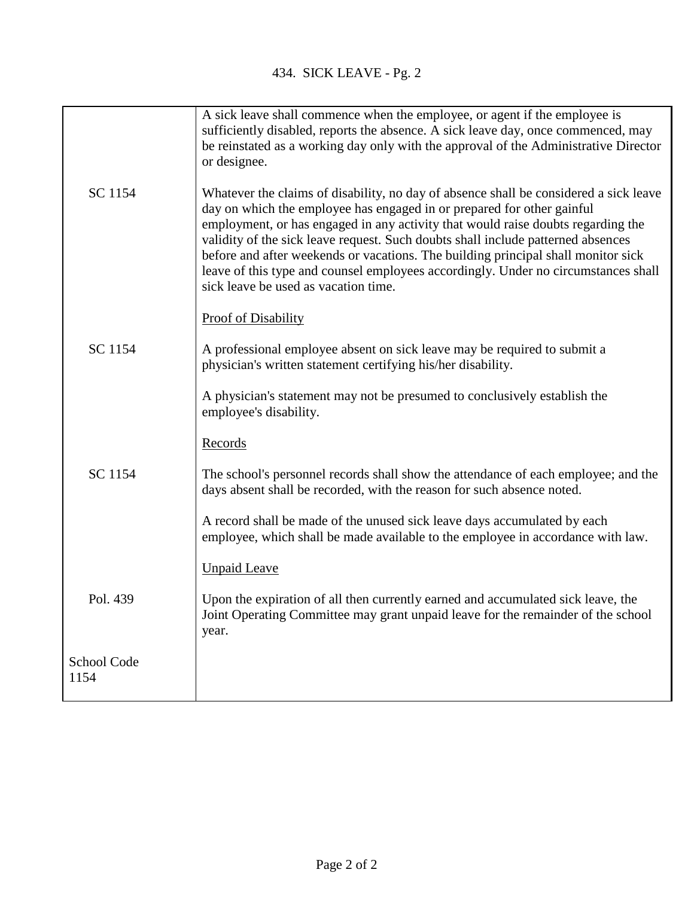# 434. SICK LEAVE - Pg. 2

| | |
|---|---|
| | A sick leave shall commence when the employee, or agent if the employee is sufficiently disabled, reports the absence. A sick leave day, once commenced, may be reinstated as a working day only with the approval of the Administrative Director or designee. |
| SC 1154 | Whatever the claims of disability, no day of absence shall be considered a sick leave day on which the employee has engaged in or prepared for other gainful employment, or has engaged in any activity that would raise doubts regarding the validity of the sick leave request. Such doubts shall include patterned absences before and after weekends or vacations. The building principal shall monitor sick leave of this type and counsel employees accordingly. Under no circumstances shall sick leave be used as vacation time. |
| | <u>Proof of Disability</u> |
| SC 1154 | A professional employee absent on sick leave may be required to submit a physician's written statement certifying his/her disability. |
| | A physician's statement may not be presumed to conclusively establish the employee's disability. |
| | <u>Records</u> |
| SC 1154 | The school's personnel records shall show the attendance of each employee; and the days absent shall be recorded, with the reason for such absence noted. |
| | A record shall be made of the unused sick leave days accumulated by each employee, which shall be made available to the employee in accordance with law. |
| | <u>Unpaid Leave</u> |
| Pol. 439 | Upon the expiration of all then currently earned and accumulated sick leave, the Joint Operating Committee may grant unpaid leave for the remainder of the school year. |
| School Code 1154 | |